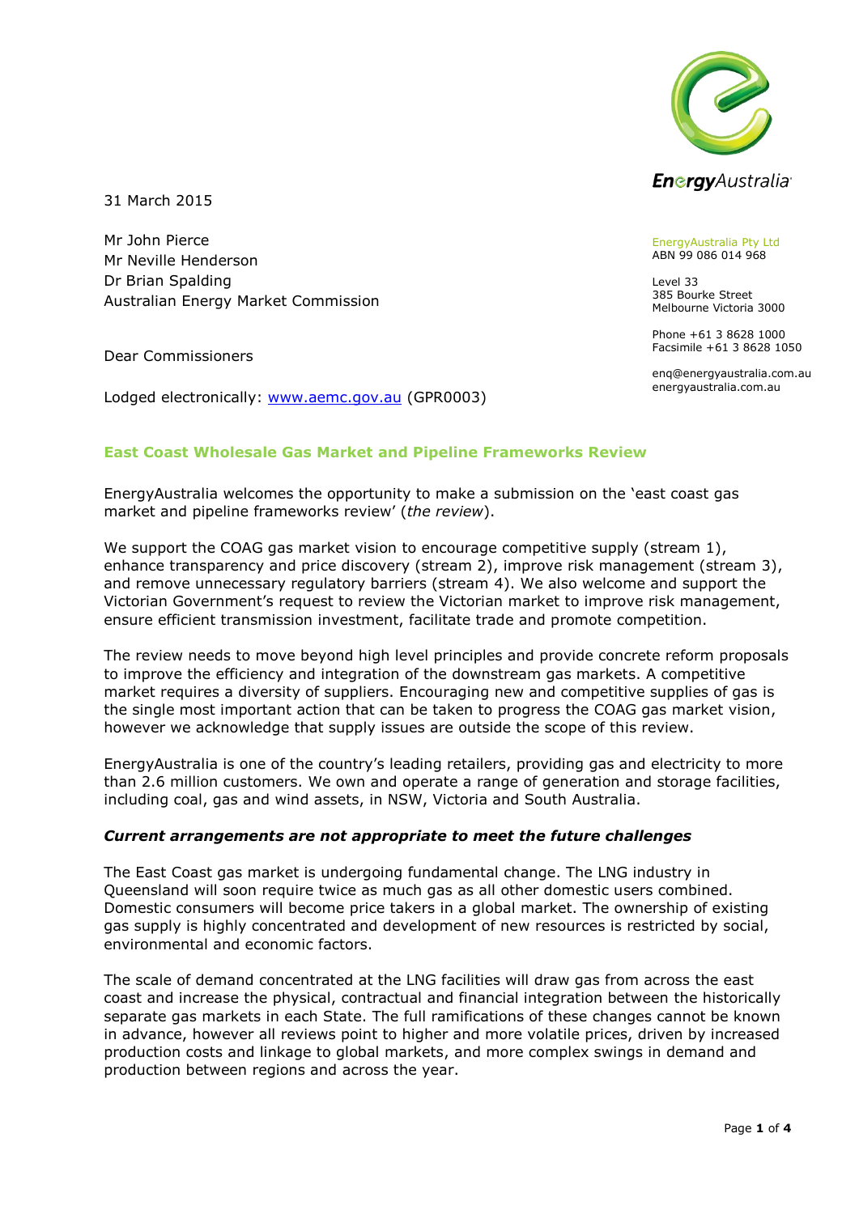EnergyAustralia Pty Ltd
ABN 99 086 014 968

Level 33
385 Bourke Street
Melbourne Victoria 3000

Phone +61 3 8628 1000
Facsimile +61 3 8628 1050

enq@energyaustralia.com.au
energyaustralia.com.au

31 March 2015

Mr John Pierce
Mr Neville Henderson
Dr Brian Spalding
Australian Energy Market Commission

Dear Commissioners

Lodged electronically: www.aemc.gov.au (GPR0003)

## East Coast Wholesale Gas Market and Pipeline Frameworks Review

EnergyAustralia welcomes the opportunity to make a submission on the 'east coast gas market and pipeline frameworks review' (*the review*).

We support the COAG gas market vision to encourage competitive supply (stream 1), enhance transparency and price discovery (stream 2), improve risk management (stream 3), and remove unnecessary regulatory barriers (stream 4). We also welcome and support the Victorian Government's request to review the Victorian market to improve risk management, ensure efficient transmission investment, facilitate trade and promote competition.

The review needs to move beyond high level principles and provide concrete reform proposals to improve the efficiency and integration of the downstream gas markets. A competitive market requires a diversity of suppliers. Encouraging new and competitive supplies of gas is the single most important action that can be taken to progress the COAG gas market vision, however we acknowledge that supply issues are outside the scope of this review.

EnergyAustralia is one of the country's leading retailers, providing gas and electricity to more than 2.6 million customers. We own and operate a range of generation and storage facilities, including coal, gas and wind assets, in NSW, Victoria and South Australia.

### *Current arrangements are not appropriate to meet the future challenges*

The East Coast gas market is undergoing fundamental change. The LNG industry in Queensland will soon require twice as much gas as all other domestic users combined. Domestic consumers will become price takers in a global market. The ownership of existing gas supply is highly concentrated and development of new resources is restricted by social, environmental and economic factors.

The scale of demand concentrated at the LNG facilities will draw gas from across the east coast and increase the physical, contractual and financial integration between the historically separate gas markets in each State. The full ramifications of these changes cannot be known in advance, however all reviews point to higher and more volatile prices, driven by increased production costs and linkage to global markets, and more complex swings in demand and production between regions and across the year.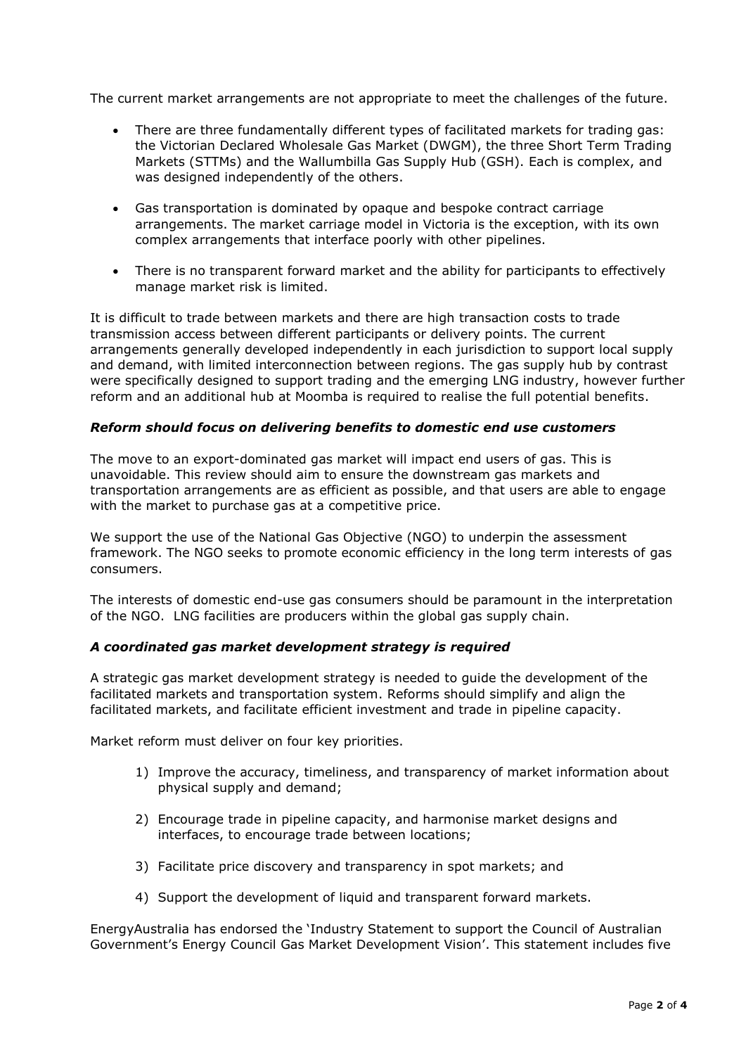The current market arrangements are not appropriate to meet the challenges of the future.

- There are three fundamentally different types of facilitated markets for trading gas: the Victorian Declared Wholesale Gas Market (DWGM), the three Short Term Trading Markets (STTMs) and the Wallumbilla Gas Supply Hub (GSH). Each is complex, and was designed independently of the others.
- Gas transportation is dominated by opaque and bespoke contract carriage arrangements. The market carriage model in Victoria is the exception, with its own complex arrangements that interface poorly with other pipelines.
- There is no transparent forward market and the ability for participants to effectively manage market risk is limited.

It is difficult to trade between markets and there are high transaction costs to trade transmission access between different participants or delivery points. The current arrangements generally developed independently in each jurisdiction to support local supply and demand, with limited interconnection between regions. The gas supply hub by contrast were specifically designed to support trading and the emerging LNG industry, however further reform and an additional hub at Moomba is required to realise the full potential benefits.

### *Reform should focus on delivering benefits to domestic end use customers*

The move to an export-dominated gas market will impact end users of gas. This is unavoidable. This review should aim to ensure the downstream gas markets and transportation arrangements are as efficient as possible, and that users are able to engage with the market to purchase gas at a competitive price.

We support the use of the National Gas Objective (NGO) to underpin the assessment framework. The NGO seeks to promote economic efficiency in the long term interests of gas consumers.

The interests of domestic end-use gas consumers should be paramount in the interpretation of the NGO. LNG facilities are producers within the global gas supply chain.

### *A coordinated gas market development strategy is required*

A strategic gas market development strategy is needed to guide the development of the facilitated markets and transportation system. Reforms should simplify and align the facilitated markets, and facilitate efficient investment and trade in pipeline capacity.

Market reform must deliver on four key priorities.

1) Improve the accuracy, timeliness, and transparency of market information about physical supply and demand;
2) Encourage trade in pipeline capacity, and harmonise market designs and interfaces, to encourage trade between locations;
3) Facilitate price discovery and transparency in spot markets; and
4) Support the development of liquid and transparent forward markets.

EnergyAustralia has endorsed the 'Industry Statement to support the Council of Australian Government's Energy Council Gas Market Development Vision'. This statement includes five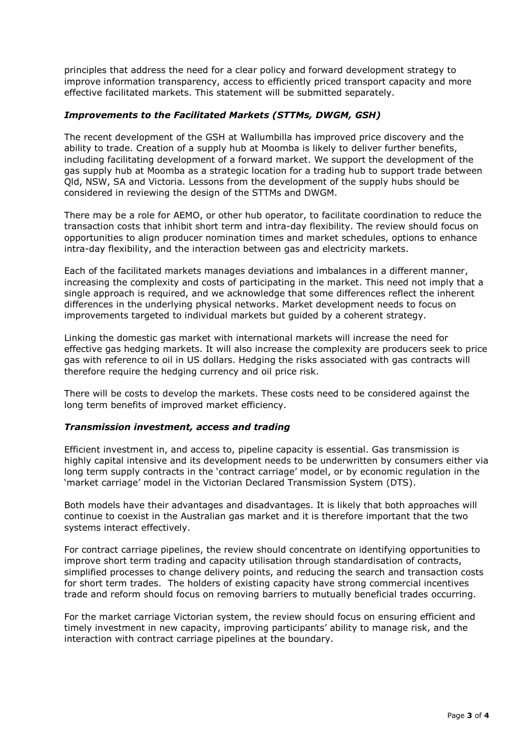principles that address the need for a clear policy and forward development strategy to improve information transparency, access to efficiently priced transport capacity and more effective facilitated markets. This statement will be submitted separately.

### *Improvements to the Facilitated Markets (STTMs, DWGM, GSH)*

The recent development of the GSH at Wallumbilla has improved price discovery and the ability to trade. Creation of a supply hub at Moomba is likely to deliver further benefits, including facilitating development of a forward market. We support the development of the gas supply hub at Moomba as a strategic location for a trading hub to support trade between Qld, NSW, SA and Victoria. Lessons from the development of the supply hubs should be considered in reviewing the design of the STTMs and DWGM.

There may be a role for AEMO, or other hub operator, to facilitate coordination to reduce the transaction costs that inhibit short term and intra-day flexibility. The review should focus on opportunities to align producer nomination times and market schedules, options to enhance intra-day flexibility, and the interaction between gas and electricity markets.

Each of the facilitated markets manages deviations and imbalances in a different manner, increasing the complexity and costs of participating in the market. This need not imply that a single approach is required, and we acknowledge that some differences reflect the inherent differences in the underlying physical networks. Market development needs to focus on improvements targeted to individual markets but guided by a coherent strategy.

Linking the domestic gas market with international markets will increase the need for effective gas hedging markets. It will also increase the complexity are producers seek to price gas with reference to oil in US dollars. Hedging the risks associated with gas contracts will therefore require the hedging currency and oil price risk.

There will be costs to develop the markets. These costs need to be considered against the long term benefits of improved market efficiency.

### *Transmission investment, access and trading*

Efficient investment in, and access to, pipeline capacity is essential. Gas transmission is highly capital intensive and its development needs to be underwritten by consumers either via long term supply contracts in the 'contract carriage' model, or by economic regulation in the 'market carriage' model in the Victorian Declared Transmission System (DTS).

Both models have their advantages and disadvantages. It is likely that both approaches will continue to coexist in the Australian gas market and it is therefore important that the two systems interact effectively.

For contract carriage pipelines, the review should concentrate on identifying opportunities to improve short term trading and capacity utilisation through standardisation of contracts, simplified processes to change delivery points, and reducing the search and transaction costs for short term trades. The holders of existing capacity have strong commercial incentives trade and reform should focus on removing barriers to mutually beneficial trades occurring.

For the market carriage Victorian system, the review should focus on ensuring efficient and timely investment in new capacity, improving participants' ability to manage risk, and the interaction with contract carriage pipelines at the boundary.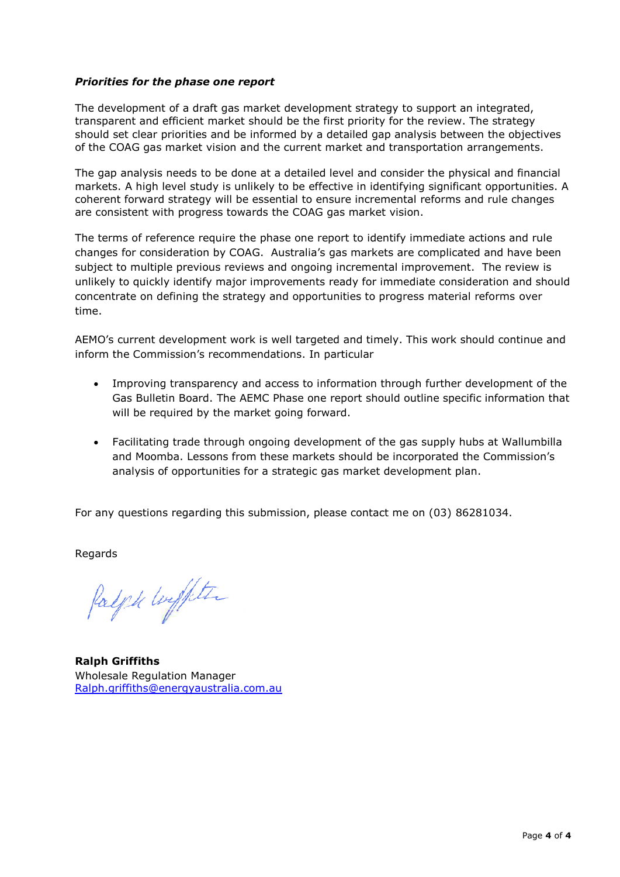***Priorities for the phase one report***

The development of a draft gas market development strategy to support an integrated, transparent and efficient market should be the first priority for the review. The strategy should set clear priorities and be informed by a detailed gap analysis between the objectives of the COAG gas market vision and the current market and transportation arrangements.

The gap analysis needs to be done at a detailed level and consider the physical and financial markets. A high level study is unlikely to be effective in identifying significant opportunities. A coherent forward strategy will be essential to ensure incremental reforms and rule changes are consistent with progress towards the COAG gas market vision.

The terms of reference require the phase one report to identify immediate actions and rule changes for consideration by COAG. Australia's gas markets are complicated and have been subject to multiple previous reviews and ongoing incremental improvement. The review is unlikely to quickly identify major improvements ready for immediate consideration and should concentrate on defining the strategy and opportunities to progress material reforms over time.

AEMO's current development work is well targeted and timely. This work should continue and inform the Commission's recommendations. In particular

- Improving transparency and access to information through further development of the Gas Bulletin Board. The AEMC Phase one report should outline specific information that will be required by the market going forward.
- Facilitating trade through ongoing development of the gas supply hubs at Wallumbilla and Moomba. Lessons from these markets should be incorporated the Commission's analysis of opportunities for a strategic gas market development plan.

For any questions regarding this submission, please contact me on (03) 86281034.

Regards

**Ralph Griffiths**
Wholesale Regulation Manager
Ralph.griffiths@energyaustralia.com.au